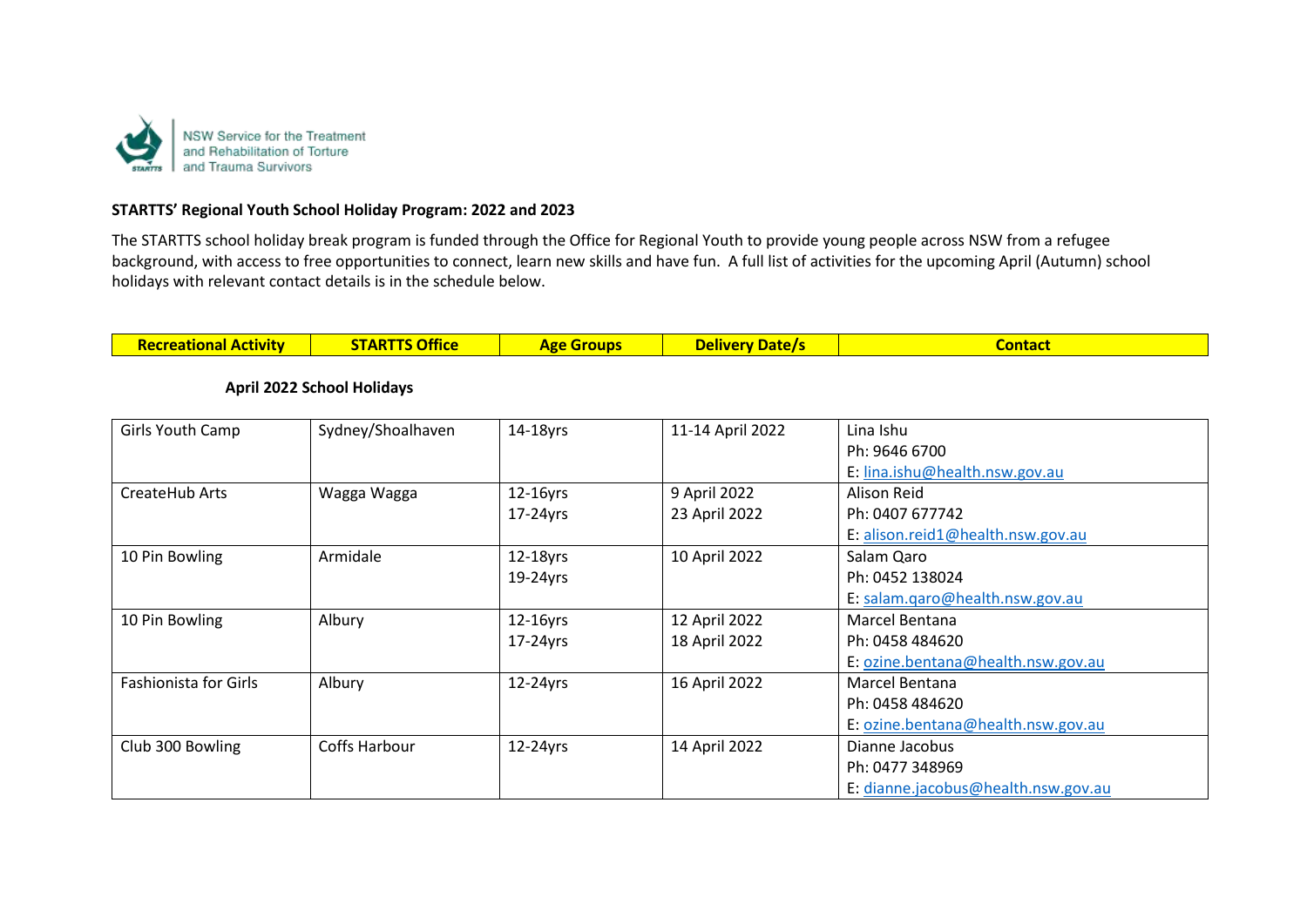NSW Service for the Treatment and Rehabilitation of Torture and Trauma Survivors

**STARTTS' Regional Youth School Holiday Program: 2022 and 2023**

The STARTTS school holiday break program is funded through the Office for Regional Youth to provide young people across NSW from a refugee background, with access to free opportunities to connect, learn new skills and have fun. A full list of activities for the upcoming April (Autumn) school holidays with relevant contact details is in the schedule below.

| Recreational Activity | STARTTS Office | Age Groups | Delivery Date/s | Contact |
|---|---|---|---|---|
| **April 2022 School Holidays** | | | | |
| Girls Youth Camp | Sydney/Shoalhaven | 14-18yrs | 11-14 April 2022 | Lina Ishu<br>Ph: 9646 6700<br>E: lina.ishu@health.nsw.gov.au |
| CreateHub Arts | Wagga Wagga | 12-16yrs<br>17-24yrs | 9 April 2022<br>23 April 2022 | Alison Reid<br>Ph: 0407 677742<br>E: alison.reid1@health.nsw.gov.au |
| 10 Pin Bowling | Armidale | 12-18yrs<br>19-24yrs | 10 April 2022 | Salam Qaro<br>Ph: 0452 138024<br>E: salam.qaro@health.nsw.gov.au |
| 10 Pin Bowling | Albury | 12-16yrs<br>17-24yrs | 12 April 2022<br>18 April 2022 | Marcel Bentana<br>Ph: 0458 484620<br>E: ozine.bentana@health.nsw.gov.au |
| Fashionista for Girls | Albury | 12-24yrs | 16 April 2022 | Marcel Bentana<br>Ph: 0458 484620<br>E: ozine.bentana@health.nsw.gov.au |
| Club 300 Bowling | Coffs Harbour | 12-24yrs | 14 April 2022 | Dianne Jacobus<br>Ph: 0477 348969<br>E: dianne.jacobus@health.nsw.gov.au |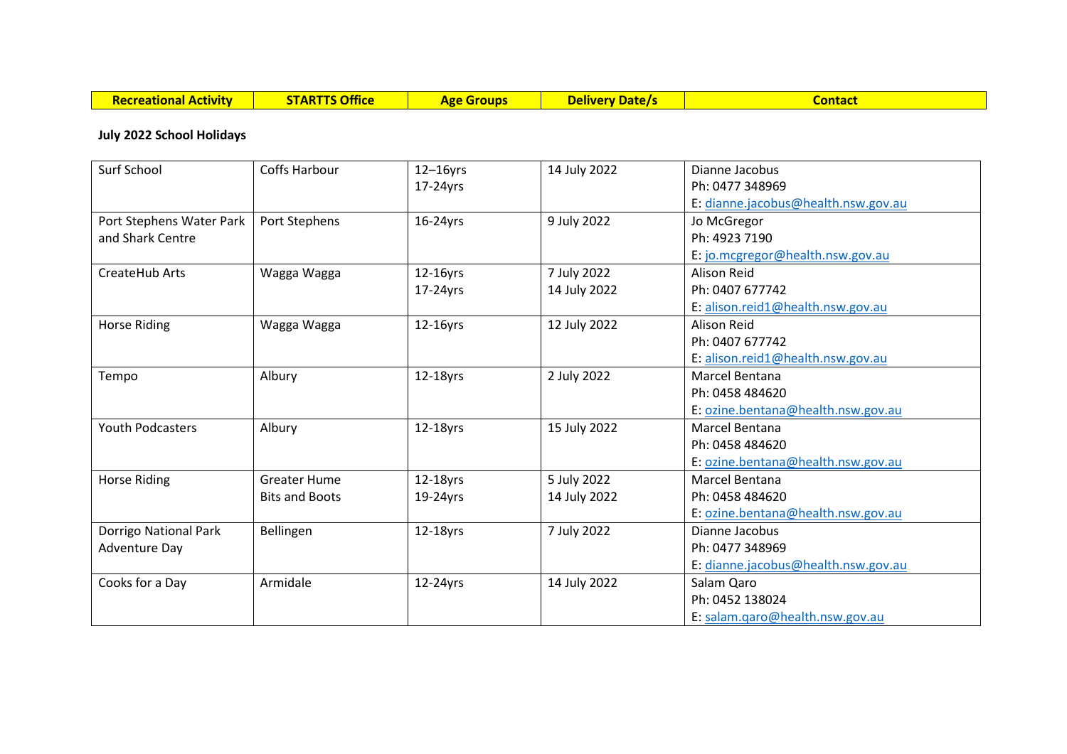| Recreational Activity | STARTTS Office | Age Groups | Delivery Date/s | Contact |
|---|---|---|---|---|
| **July 2022 School Holidays** | | | | |
| Surf School | Coffs Harbour | 12–16yrs<br>17-24yrs | 14 July 2022 | Dianne Jacobus<br>Ph: 0477 348969<br>E: dianne.jacobus@health.nsw.gov.au |
| Port Stephens Water Park and Shark Centre | Port Stephens | 16-24yrs | 9 July 2022 | Jo McGregor<br>Ph: 4923 7190<br>E: jo.mcgregor@health.nsw.gov.au |
| CreateHub Arts | Wagga Wagga | 12-16yrs<br>17-24yrs | 7 July 2022<br>14 July 2022 | Alison Reid<br>Ph: 0407 677742<br>E: alison.reid1@health.nsw.gov.au |
| Horse Riding | Wagga Wagga | 12-16yrs | 12 July 2022 | Alison Reid<br>Ph: 0407 677742<br>E: alison.reid1@health.nsw.gov.au |
| Tempo | Albury | 12-18yrs | 2 July 2022 | Marcel Bentana<br>Ph: 0458 484620<br>E: ozine.bentana@health.nsw.gov.au |
| Youth Podcasters | Albury | 12-18yrs | 15 July 2022 | Marcel Bentana<br>Ph: 0458 484620<br>E: ozine.bentana@health.nsw.gov.au |
| Horse Riding | Greater Hume<br>Bits and Boots | 12-18yrs<br>19-24yrs | 5 July 2022<br>14 July 2022 | Marcel Bentana<br>Ph: 0458 484620<br>E: ozine.bentana@health.nsw.gov.au |
| Dorrigo National Park Adventure Day | Bellingen | 12-18yrs | 7 July 2022 | Dianne Jacobus<br>Ph: 0477 348969<br>E: dianne.jacobus@health.nsw.gov.au |
| Cooks for a Day | Armidale | 12-24yrs | 14 July 2022 | Salam Qaro<br>Ph: 0452 138024<br>E: salam.qaro@health.nsw.gov.au |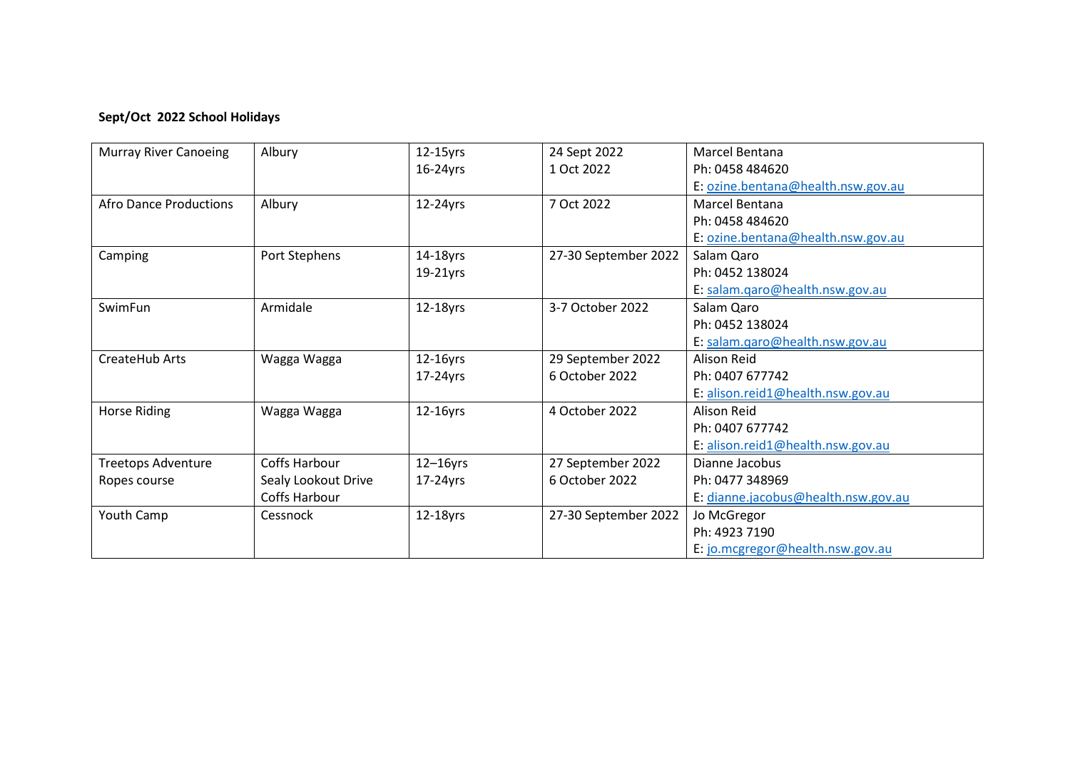**Sept/Oct 2022 School Holidays**

| | | | | |
|---|---|---|---|---|
| Murray River Canoeing | Albury | 12-15yrs<br>16-24yrs | 24 Sept 2022<br>1 Oct 2022 | Marcel Bentana<br>Ph: 0458 484620<br>E: ozine.bentana@health.nsw.gov.au |
| Afro Dance Productions | Albury | 12-24yrs | 7 Oct 2022 | Marcel Bentana<br>Ph: 0458 484620<br>E: ozine.bentana@health.nsw.gov.au |
| Camping | Port Stephens | 14-18yrs<br>19-21yrs | 27-30 September 2022 | Salam Qaro<br>Ph: 0452 138024<br>E: salam.qaro@health.nsw.gov.au |
| SwimFun | Armidale | 12-18yrs | 3-7 October 2022 | Salam Qaro<br>Ph: 0452 138024<br>E: salam.qaro@health.nsw.gov.au |
| CreateHub Arts | Wagga Wagga | 12-16yrs<br>17-24yrs | 29 September 2022<br>6 October 2022 | Alison Reid<br>Ph: 0407 677742<br>E: alison.reid1@health.nsw.gov.au |
| Horse Riding | Wagga Wagga | 12-16yrs | 4 October 2022 | Alison Reid<br>Ph: 0407 677742<br>E: alison.reid1@health.nsw.gov.au |
| Treetops Adventure Ropes course | Coffs Harbour<br>Sealy Lookout Drive<br>Coffs Harbour | 12–16yrs<br>17-24yrs | 27 September 2022<br>6 October 2022 | Dianne Jacobus<br>Ph: 0477 348969<br>E: dianne.jacobus@health.nsw.gov.au |
| Youth Camp | Cessnock | 12-18yrs | 27-30 September 2022 | Jo McGregor<br>Ph: 4923 7190<br>E: jo.mcgregor@health.nsw.gov.au |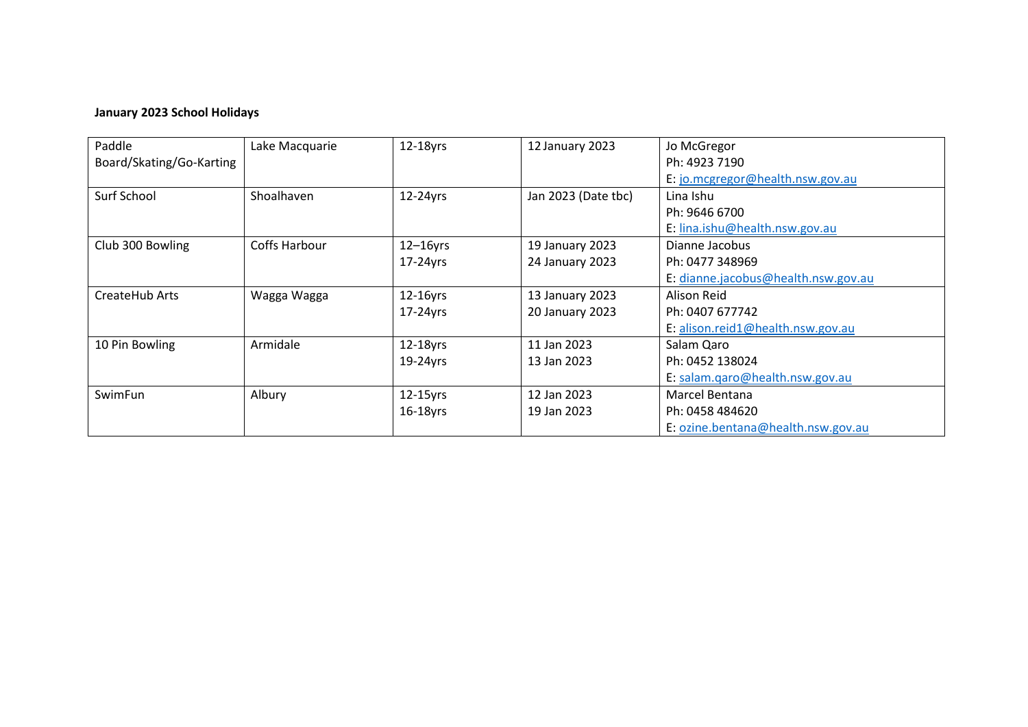**January 2023 School Holidays**

| | | | | |
|---|---|---|---|---|
| Paddle Board/Skating/Go-Karting | Lake Macquarie | 12-18yrs | 12 January 2023 | Jo McGregor<br>Ph: 4923 7190<br>E: jo.mcgregor@health.nsw.gov.au |
| Surf School | Shoalhaven | 12-24yrs | Jan 2023 (Date tbc) | Lina Ishu<br>Ph: 9646 6700<br>E: lina.ishu@health.nsw.gov.au |
| Club 300 Bowling | Coffs Harbour | 12–16yrs<br>17-24yrs | 19 January 2023<br>24 January 2023 | Dianne Jacobus<br>Ph: 0477 348969<br>E: dianne.jacobus@health.nsw.gov.au |
| CreateHub Arts | Wagga Wagga | 12-16yrs<br>17-24yrs | 13 January 2023<br>20 January 2023 | Alison Reid<br>Ph: 0407 677742<br>E: alison.reid1@health.nsw.gov.au |
| 10 Pin Bowling | Armidale | 12-18yrs<br>19-24yrs | 11 Jan 2023<br>13 Jan 2023 | Salam Qaro<br>Ph: 0452 138024<br>E: salam.qaro@health.nsw.gov.au |
| SwimFun | Albury | 12-15yrs<br>16-18yrs | 12 Jan 2023<br>19 Jan 2023 | Marcel Bentana<br>Ph: 0458 484620<br>E: ozine.bentana@health.nsw.gov.au |